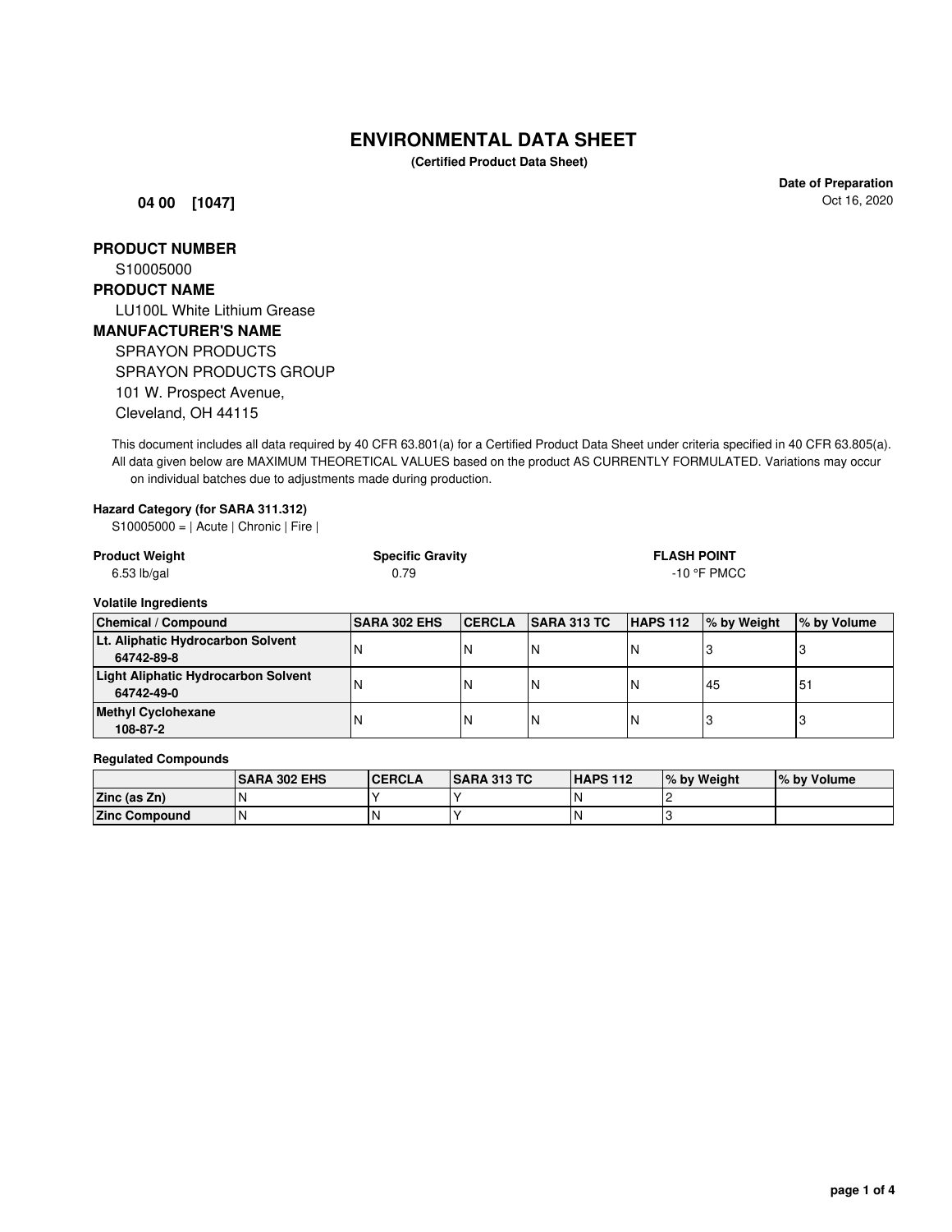# ENVIRONMENTAL DATA SHEET

**(Certified Product Data Sheet)**

**04 00 [1047]**

**Date of Preparation**
Oct 16, 2020

## PRODUCT NUMBER

S10005000

## PRODUCT NAME

LU100L White Lithium Grease

## MANUFACTURER'S NAME

SPRAYON PRODUCTS
SPRAYON PRODUCTS GROUP
101 W. Prospect Avenue,
Cleveland, OH 44115

This document includes all data required by 40 CFR 63.801(a) for a Certified Product Data Sheet under criteria specified in 40 CFR 63.805(a). All data given below are MAXIMUM THEORETICAL VALUES based on the product AS CURRENTLY FORMULATED. Variations may occur on individual batches due to adjustments made during production.

**Hazard Category (for SARA 311.312)**

S10005000 = | Acute | Chronic | Fire |

| **Product Weight** | **Specific Gravity** | **FLASH POINT** |
|---|---|---|
| 6.53 lb/gal | 0.79 | -10 °F PMCC |

**Volatile Ingredients**

| Chemical / Compound | SARA 302 EHS | CERCLA | SARA 313 TC | HAPS 112 | % by Weight | % by Volume |
|---|---|---|---|---|---|---|
| **Lt. Aliphatic Hydrocarbon Solvent 64742-89-8** | N | N | N | N | 3 | 3 |
| **Light Aliphatic Hydrocarbon Solvent 64742-49-0** | N | N | N | N | 45 | 51 |
| **Methyl Cyclohexane 108-87-2** | N | N | N | N | 3 | 3 |

**Regulated Compounds**

| | SARA 302 EHS | CERCLA | SARA 313 TC | HAPS 112 | % by Weight | % by Volume |
|---|---|---|---|---|---|---|
| **Zinc (as Zn)** | N | Y | Y | N | 2 | |
| **Zinc Compound** | N | N | Y | N | 3 | |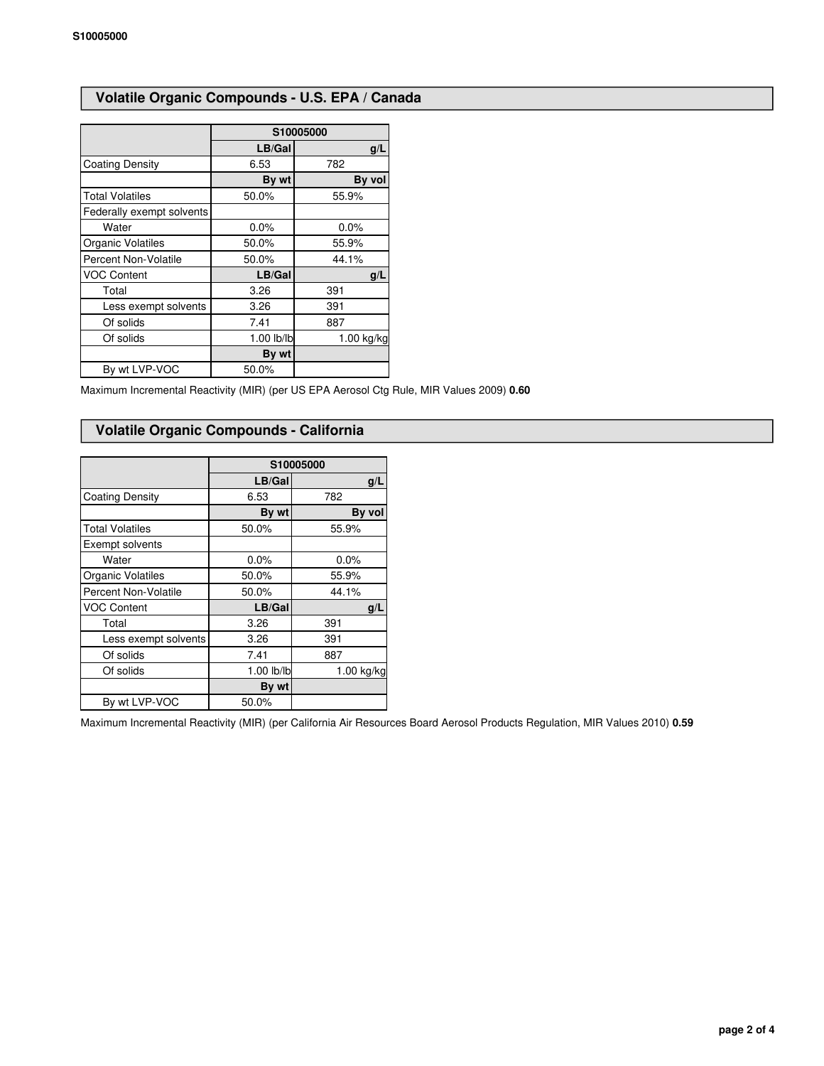## Volatile Organic Compounds - U.S. EPA / Canada

| | S10005000 | |
|---|---|---|
| | LB/Gal | g/L |
| Coating Density | 6.53 | 782 |
| | By wt | By vol |
| Total Volatiles | 50.0% | 55.9% |
| Federally exempt solvents | | |
| Water | 0.0% | 0.0% |
| Organic Volatiles | 50.0% | 55.9% |
| Percent Non-Volatile | 50.0% | 44.1% |
| VOC Content | LB/Gal | g/L |
| Total | 3.26 | 391 |
| Less exempt solvents | 3.26 | 391 |
| Of solids | 7.41 | 887 |
| Of solids | 1.00 lb/lb | 1.00 kg/kg |
| | By wt | |
| By wt LVP-VOC | 50.0% | |

Maximum Incremental Reactivity (MIR) (per US EPA Aerosol Ctg Rule, MIR Values 2009) **0.60**

## Volatile Organic Compounds - California

| | S10005000 | |
|---|---|---|
| | LB/Gal | g/L |
| Coating Density | 6.53 | 782 |
| | By wt | By vol |
| Total Volatiles | 50.0% | 55.9% |
| Exempt solvents | | |
| Water | 0.0% | 0.0% |
| Organic Volatiles | 50.0% | 55.9% |
| Percent Non-Volatile | 50.0% | 44.1% |
| VOC Content | LB/Gal | g/L |
| Total | 3.26 | 391 |
| Less exempt solvents | 3.26 | 391 |
| Of solids | 7.41 | 887 |
| Of solids | 1.00 lb/lb | 1.00 kg/kg |
| | By wt | |
| By wt LVP-VOC | 50.0% | |

Maximum Incremental Reactivity (MIR) (per California Air Resources Board Aerosol Products Regulation, MIR Values 2010) **0.59**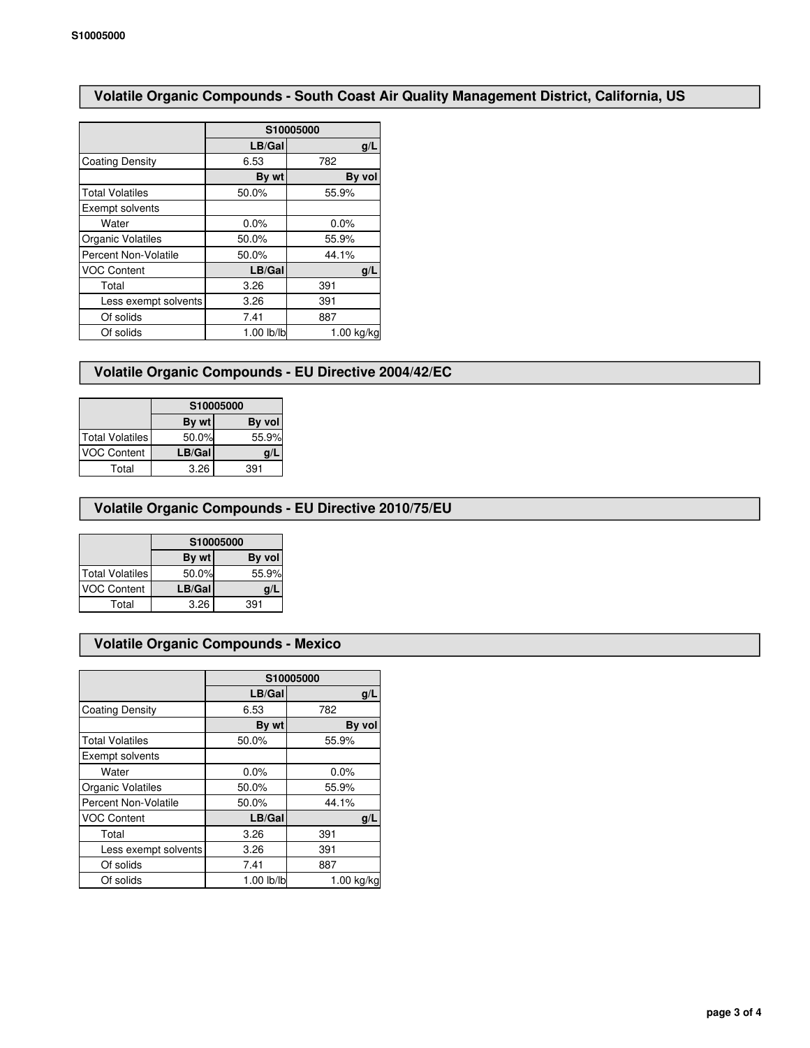## Volatile Organic Compounds - South Coast Air Quality Management District, California, US

| | S10005000 | |
|---|---|---|
| | LB/Gal | g/L |
| Coating Density | 6.53 | 782 |
| | By wt | By vol |
| Total Volatiles | 50.0% | 55.9% |
| Exempt solvents | | |
| Water | 0.0% | 0.0% |
| Organic Volatiles | 50.0% | 55.9% |
| Percent Non-Volatile | 50.0% | 44.1% |
| VOC Content | LB/Gal | g/L |
| Total | 3.26 | 391 |
| Less exempt solvents | 3.26 | 391 |
| Of solids | 7.41 | 887 |
| Of solids | 1.00 lb/lb | 1.00 kg/kg |

## Volatile Organic Compounds - EU Directive 2004/42/EC

| | S10005000 | |
|---|---|---|
| | By wt | By vol |
| Total Volatiles | 50.0% | 55.9% |
| VOC Content | LB/Gal | g/L |
| Total | 3.26 | 391 |

## Volatile Organic Compounds - EU Directive 2010/75/EU

| | S10005000 | |
|---|---|---|
| | By wt | By vol |
| Total Volatiles | 50.0% | 55.9% |
| VOC Content | LB/Gal | g/L |
| Total | 3.26 | 391 |

## Volatile Organic Compounds - Mexico

| | S10005000 | |
|---|---|---|
| | LB/Gal | g/L |
| Coating Density | 6.53 | 782 |
| | By wt | By vol |
| Total Volatiles | 50.0% | 55.9% |
| Exempt solvents | | |
| Water | 0.0% | 0.0% |
| Organic Volatiles | 50.0% | 55.9% |
| Percent Non-Volatile | 50.0% | 44.1% |
| VOC Content | LB/Gal | g/L |
| Total | 3.26 | 391 |
| Less exempt solvents | 3.26 | 391 |
| Of solids | 7.41 | 887 |
| Of solids | 1.00 lb/lb | 1.00 kg/kg |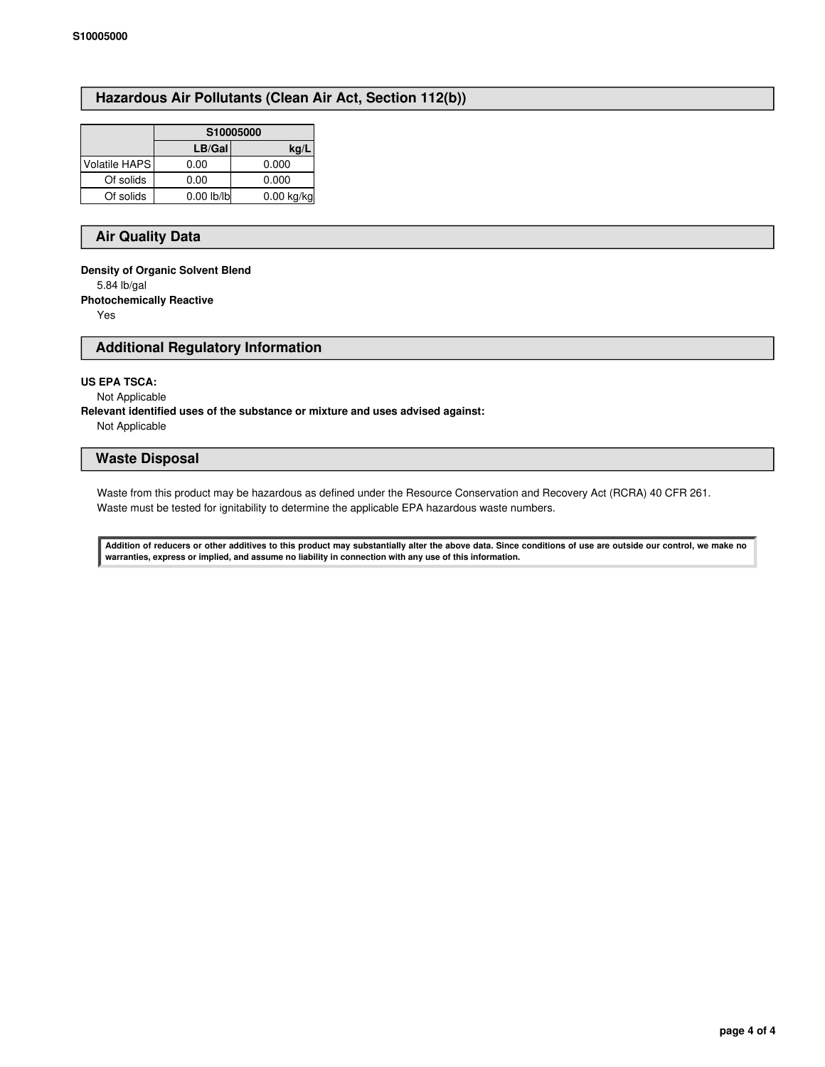## Hazardous Air Pollutants (Clean Air Act, Section 112(b))

| | S10005000 | |
|---|---|---|
| | LB/Gal | kg/L |
| Volatile HAPS | 0.00 | 0.000 |
| Of solids | 0.00 | 0.000 |
| Of solids | 0.00 lb/lb | 0.00 kg/kg |

## Air Quality Data

**Density of Organic Solvent Blend**

5.84 lb/gal

**Photochemically Reactive**

Yes

## Additional Regulatory Information

**US EPA TSCA:**

Not Applicable

**Relevant identified uses of the substance or mixture and uses advised against:**

Not Applicable

## Waste Disposal

Waste from this product may be hazardous as defined under the Resource Conservation and Recovery Act (RCRA) 40 CFR 261.
Waste must be tested for ignitability to determine the applicable EPA hazardous waste numbers.

**Addition of reducers or other additives to this product may substantially alter the above data. Since conditions of use are outside our control, we make no warranties, express or implied, and assume no liability in connection with any use of this information.**